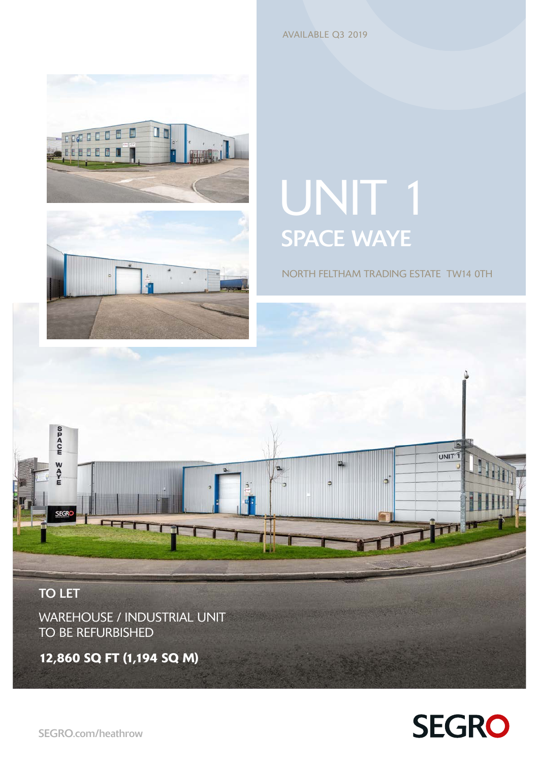AVAILABLE Q3 2019

# UNIT 1

## SPACE WAYE

NORTH FELTHAM TRADING ESTATE TW14 0TH

**TO LET**

WAREHOUSE / INDUSTRIAL UNIT
TO BE REFURBISHED

**12,860 SQ FT (1,194 SQ M)**

SEGRO.com/heathrow

SEGRO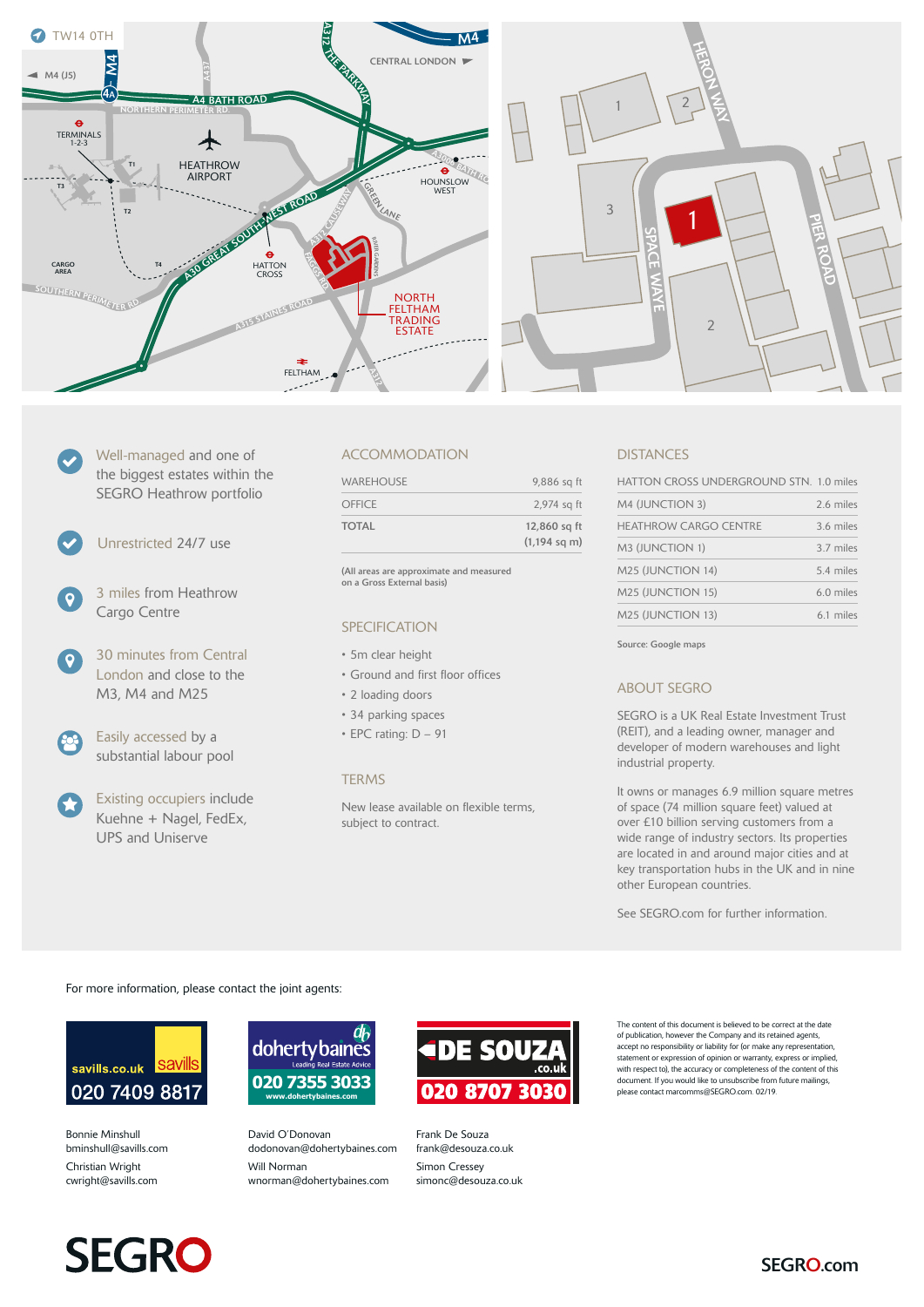TW14 0TH

M4 (J5) · M4 · 4A · A4 BATH ROAD · NORTHERN PERIMETER RD · A312 THE PARKWAY · CENTRAL LONDON · TERMINALS 1-2-3 · HEATHROW AIRPORT · T1 · T3 · T2 · T4 · CARGO AREA · SOUTHERN PERIMETER RD · A30 GREAT SOUTH-WEST ROAD · HATTON CROSS · A312 CAUSEWAY · GREEN LANE · HOUNSLOW WEST · A3006 BATH RD · FAGGS RD · NORTH FELTHAM TRADING ESTATE · A315 STAINES ROAD · FELTHAM · A312

HERON WAY · SPACE WAYE · PIER ROAD · 1 · 2 · 3

- Well-managed and one of the biggest estates within the SEGRO Heathrow portfolio
- Unrestricted 24/7 use
- 3 miles from Heathrow Cargo Centre
- 30 minutes from Central London and close to the M3, M4 and M25
- Easily accessed by a substantial labour pool
- Existing occupiers include Kuehne + Nagel, FedEx, UPS and Uniserve

## ACCOMMODATION

| | |
|---|---|
| WAREHOUSE | 9,886 sq ft |
| OFFICE | 2,974 sq ft |
| **TOTAL** | **12,860 sq ft (1,194 sq m)** |

(All areas are approximate and measured on a Gross External basis)

## SPECIFICATION

- 5m clear height
- Ground and first floor offices
- 2 loading doors
- 34 parking spaces
- EPC rating: D – 91

## TERMS

New lease available on flexible terms, subject to contract.

## DISTANCES

| | |
|---|---|
| HATTON CROSS UNDERGROUND STN. | 1.0 miles |
| M4 (JUNCTION 3) | 2.6 miles |
| HEATHROW CARGO CENTRE | 3.6 miles |
| M3 (JUNCTION 1) | 3.7 miles |
| M25 (JUNCTION 14) | 5.4 miles |
| M25 (JUNCTION 15) | 6.0 miles |
| M25 (JUNCTION 13) | 6.1 miles |

Source: Google maps

## ABOUT SEGRO

SEGRO is a UK Real Estate Investment Trust (REIT), and a leading owner, manager and developer of modern warehouses and light industrial property.

It owns or manages 6.9 million square metres of space (74 million square feet) valued at over £10 billion serving customers from a wide range of industry sectors. Its properties are located in and around major cities and at key transportation hubs in the UK and in nine other European countries.

See SEGRO.com for further information.

For more information, please contact the joint agents:

**Savills** – savills.co.uk – 020 7409 8817
Bonnie Minshull
bminshull@savills.com
Christian Wright
cwright@savills.com

**dohertybaines** – Leading Real Estate Advice – 020 7355 3033 – www.dohertybaines.com
David O'Donovan
dodonovan@dohertybaines.com
Will Norman
wnorman@dohertybaines.com

**DE SOUZA** – .co.uk – 020 8707 3030
Frank De Souza
frank@desouza.co.uk
Simon Cressey
simonc@desouza.co.uk

The content of this document is believed to be correct at the date of publication, however the Company and its retained agents, accept no responsibility or liability for (or make any representation, statement or expression of opinion or warranty, express or implied, with respect to), the accuracy or completeness of the content of this document. If you would like to unsubscribe from future mailings, please contact marcomms@SEGRO.com. 02/19.

SEGRO

SEGRO.com